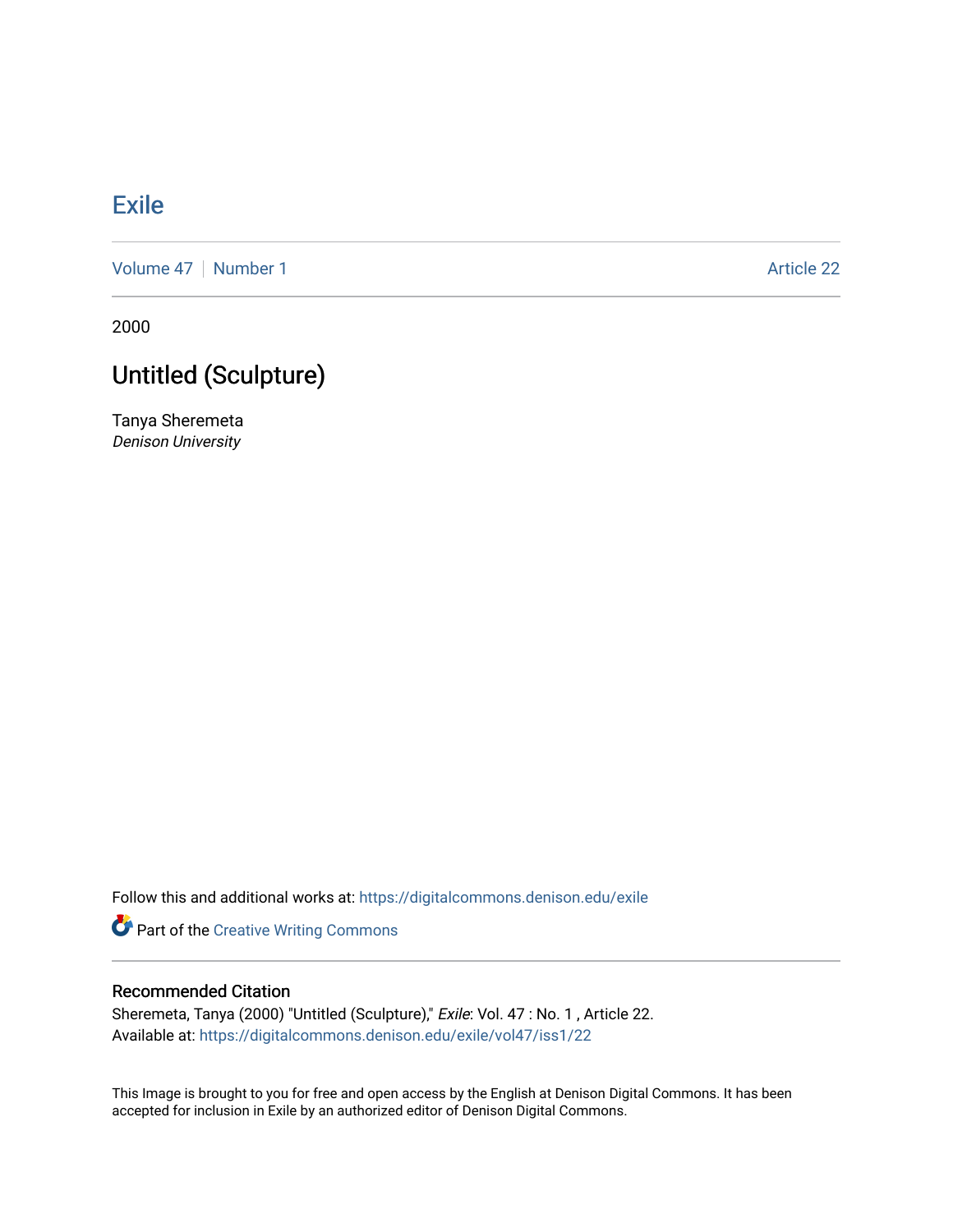# Exile

Volume 47 | Number 1 Article 22

2000

## Untitled (Sculpture)

Tanya Sheremeta
*Denison University*

Follow this and additional works at: https://digitalcommons.denison.edu/exile

Part of the Creative Writing Commons

### Recommended Citation

Sheremeta, Tanya (2000) "Untitled (Sculpture)," *Exile*: Vol. 47 : No. 1 , Article 22.
Available at: https://digitalcommons.denison.edu/exile/vol47/iss1/22

This Image is brought to you for free and open access by the English at Denison Digital Commons. It has been accepted for inclusion in Exile by an authorized editor of Denison Digital Commons.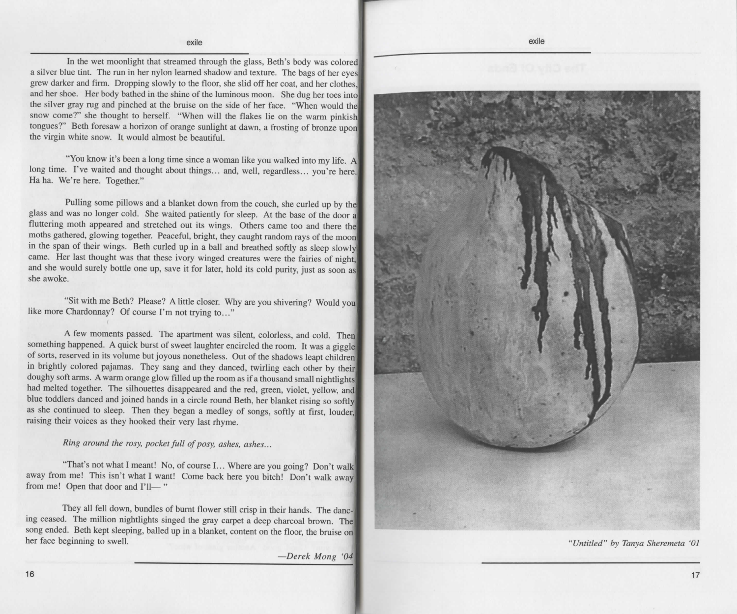In the wet moonlight that streamed through the glass, Beth's body was colored a silver blue tint. The run in her nylon learned shadow and texture. The bags of her eyes grew darker and firm. Dropping slowly to the floor, she slid off her coat, and her clothes, and her shoe. Her body bathed in the shine of the luminous moon. She dug her toes into the silver gray rug and pinched at the bruise on the side of her face. "When would the snow come?" she thought to herself. "When will the flakes lie on the warm pinkish tongues?" Beth foresaw a horizon of orange sunlight at dawn, a frosting of bronze upon the virgin white snow. It would almost be beautiful.

"You know it's been a long time since a woman like you walked into my life. A long time. I've waited and thought about things… and, well, regardless… you're here. Ha ha. We're here. Together."

Pulling some pillows and a blanket down from the couch, she curled up by the glass and was no longer cold. She waited patiently for sleep. At the base of the door a fluttering moth appeared and stretched out its wings. Others came too and there the moths gathered, glowing together. Peaceful, bright, they caught random rays of the moon in the span of their wings. Beth curled up in a ball and breathed softly as sleep slowly came. Her last thought was that these ivory winged creatures were the fairies of night, and she would surely bottle one up, save it for later, hold its cold purity, just as soon as she awoke.

"Sit with me Beth? Please? A little closer. Why are you shivering? Would you like more Chardonnay? Of course I'm not trying to…"

A few moments passed. The apartment was silent, colorless, and cold. Then something happened. A quick burst of sweet laughter encircled the room. It was a giggle of sorts, reserved in its volume but joyous nonetheless. Out of the shadows leapt children in brightly colored pajamas. They sang and they danced, twirling each other by their doughy soft arms. A warm orange glow filled up the room as if a thousand small nightlights had melted together. The silhouettes disappeared and the red, green, violet, yellow, and blue toddlers danced and joined hands in a circle round Beth, her blanket rising so softly as she continued to sleep. Then they began a medley of songs, softly at first, louder, raising their voices as they hooked their very last rhyme.

*Ring around the rosy, pocket full of posy, ashes, ashes…*

"That's not what I meant! No, of course I… Where are you going? Don't walk away from me! This isn't what I want! Come back here you bitch! Don't walk away from me! Open that door and I'll— "

They all fell down, bundles of burnt flower still crisp in their hands. The dancing ceased. The million nightlights singed the gray carpet a deep charcoal brown. The song ended. Beth kept sleeping, balled up in a blanket, content on the floor, the bruise on her face beginning to swell.

*—Derek Mong '04*

*"Untitled" by Tanya Sheremeta '01*